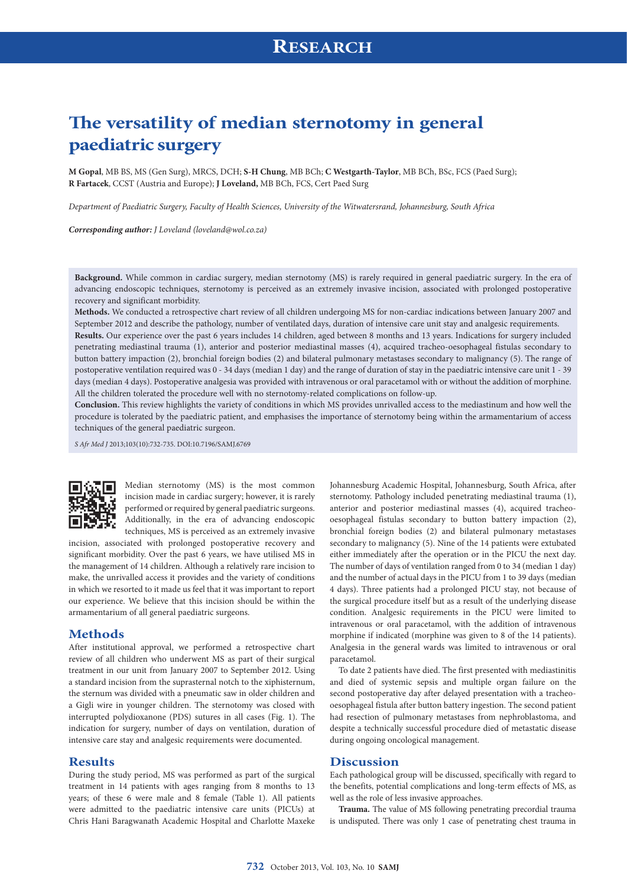# The versatility of median sternotomy in general paediatric surgery

**M Gopal**, MB BS, MS (Gen Surg), MRCS, DCH; **S-H Chung**, MB BCh; **C Westgarth-Taylor**, MB BCh, BSc, FCS (Paed Surg); **R Fartacek**, CCST (Austria and Europe); **J Loveland,** MB BCh, FCS, Cert Paed Surg

*Department of Paediatric Surgery, Faculty of Health Sciences, University of the Witwatersrand, Johannesburg, South Africa*

***Corresponding author:** J Loveland (loveland@wol.co.za)*

**Background.** While common in cardiac surgery, median sternotomy (MS) is rarely required in general paediatric surgery. In the era of advancing endoscopic techniques, sternotomy is perceived as an extremely invasive incision, associated with prolonged postoperative recovery and significant morbidity.

**Methods.** We conducted a retrospective chart review of all children undergoing MS for non-cardiac indications between January 2007 and September 2012 and describe the pathology, number of ventilated days, duration of intensive care unit stay and analgesic requirements.

**Results.** Our experience over the past 6 years includes 14 children, aged between 8 months and 13 years. Indications for surgery included penetrating mediastinal trauma (1), anterior and posterior mediastinal masses (4), acquired tracheo-oesophageal fistulas secondary to button battery impaction (2), bronchial foreign bodies (2) and bilateral pulmonary metastases secondary to malignancy (5). The range of postoperative ventilation required was 0 - 34 days (median 1 day) and the range of duration of stay in the paediatric intensive care unit 1 - 39 days (median 4 days). Postoperative analgesia was provided with intravenous or oral paracetamol with or without the addition of morphine. All the children tolerated the procedure well with no sternotomy-related complications on follow-up.

**Conclusion.** This review highlights the variety of conditions in which MS provides unrivalled access to the mediastinum and how well the procedure is tolerated by the paediatric patient, and emphasises the importance of sternotomy being within the armamentarium of access techniques of the general paediatric surgeon.

*S Afr Med J* 2013;103(10):732-735. DOI:10.7196/SAMJ.6769

Median sternotomy (MS) is the most common incision made in cardiac surgery; however, it is rarely performed or required by general paediatric surgeons. Additionally, in the era of advancing endoscopic techniques, MS is perceived as an extremely invasive incision, associated with prolonged postoperative recovery and significant morbidity. Over the past 6 years, we have utilised MS in the management of 14 children. Although a relatively rare incision to make, the unrivalled access it provides and the variety of conditions in which we resorted to it made us feel that it was important to report our experience. We believe that this incision should be within the armamentarium of all general paediatric surgeons.

## Methods

After institutional approval, we performed a retrospective chart review of all children who underwent MS as part of their surgical treatment in our unit from January 2007 to September 2012. Using a standard incision from the suprasternal notch to the xiphisternum, the sternum was divided with a pneumatic saw in older children and a Gigli wire in younger children. The sternotomy was closed with interrupted polydioxanone (PDS) sutures in all cases (Fig. 1). The indication for surgery, number of days on ventilation, duration of intensive care stay and analgesic requirements were documented.

## Results

During the study period, MS was performed as part of the surgical treatment in 14 patients with ages ranging from 8 months to 13 years; of these 6 were male and 8 female (Table 1). All patients were admitted to the paediatric intensive care units (PICUs) at Chris Hani Baragwanath Academic Hospital and Charlotte Maxeke Johannesburg Academic Hospital, Johannesburg, South Africa, after sternotomy. Pathology included penetrating mediastinal trauma (1), anterior and posterior mediastinal masses (4), acquired tracheo-oesophageal fistulas secondary to button battery impaction (2), bronchial foreign bodies (2) and bilateral pulmonary metastases secondary to malignancy (5). Nine of the 14 patients were extubated either immediately after the operation or in the PICU the next day. The number of days of ventilation ranged from 0 to 34 (median 1 day) and the number of actual days in the PICU from 1 to 39 days (median 4 days). Three patients had a prolonged PICU stay, not because of the surgical procedure itself but as a result of the underlying disease condition. Analgesic requirements in the PICU were limited to intravenous or oral paracetamol, with the addition of intravenous morphine if indicated (morphine was given to 8 of the 14 patients). Analgesia in the general wards was limited to intravenous or oral paracetamol.

To date 2 patients have died. The first presented with mediastinitis and died of systemic sepsis and multiple organ failure on the second postoperative day after delayed presentation with a tracheo-oesophageal fistula after button battery ingestion. The second patient had resection of pulmonary metastases from nephroblastoma, and despite a technically successful procedure died of metastatic disease during ongoing oncological management.

## Discussion

Each pathological group will be discussed, specifically with regard to the benefits, potential complications and long-term effects of MS, as well as the role of less invasive approaches.

**Trauma.** The value of MS following penetrating precordial trauma is undisputed. There was only 1 case of penetrating chest trauma in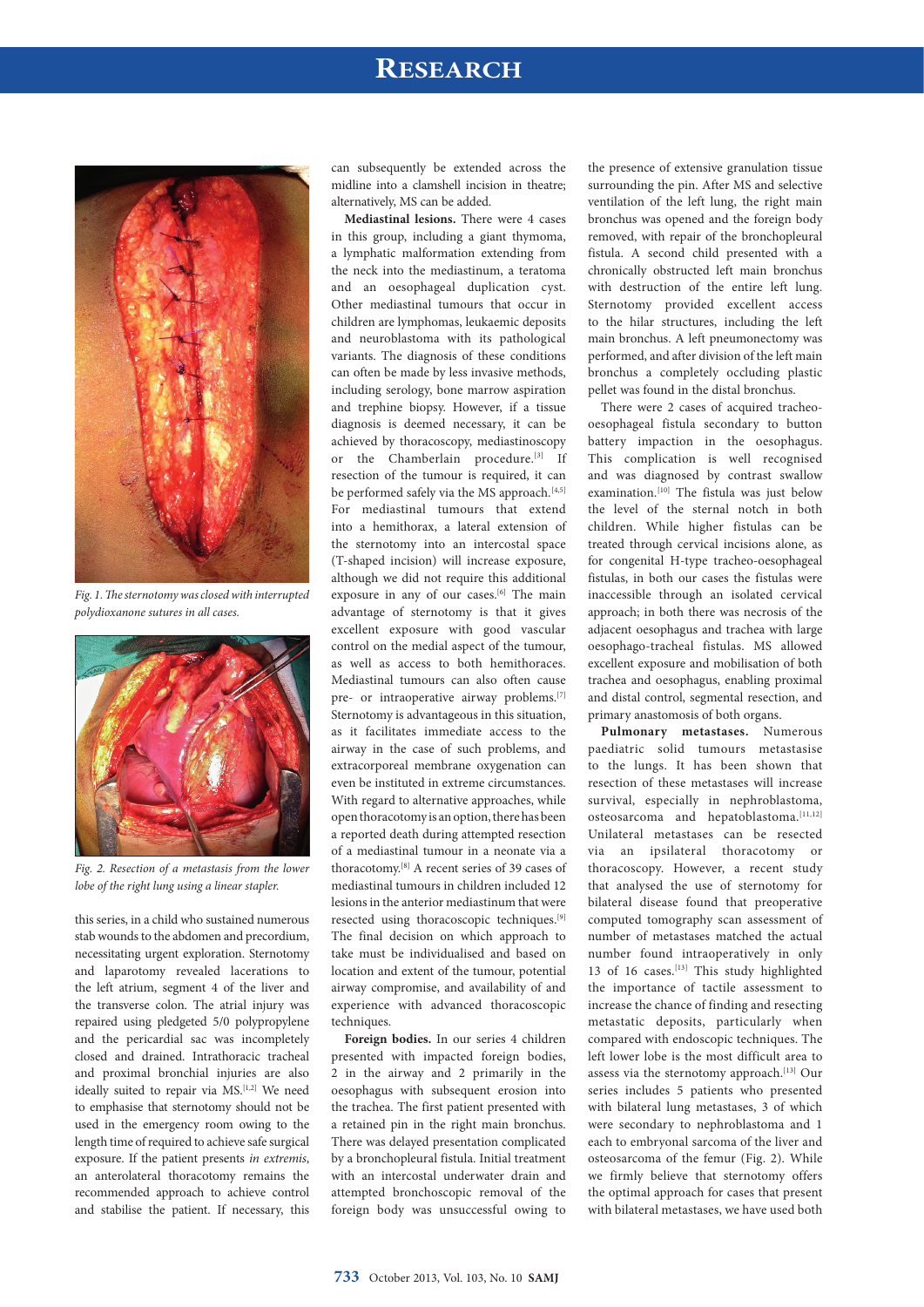Fig. 1. The sternotomy was closed with interrupted polydioxanone sutures in all cases.

Fig. 2. Resection of a metastasis from the lower lobe of the right lung using a linear stapler.

this series, in a child who sustained numerous stab wounds to the abdomen and precordium, necessitating urgent exploration. Sternotomy and laparotomy revealed lacerations to the left atrium, segment 4 of the liver and the transverse colon. The atrial injury was repaired using pledgeted 5/0 polypropylene and the pericardial sac was incompletely closed and drained. Intrathoracic tracheal and proximal bronchial injuries are also ideally suited to repair via MS.[1,2] We need to emphasise that sternotomy should not be used in the emergency room owing to the length time of required to achieve safe surgical exposure. If the patient presents *in extremis*, an anterolateral thoracotomy remains the recommended approach to achieve control and stabilise the patient. If necessary, this can subsequently be extended across the midline into a clamshell incision in theatre; alternatively, MS can be added.

**Mediastinal lesions.** There were 4 cases in this group, including a giant thymoma, a lymphatic malformation extending from the neck into the mediastinum, a teratoma and an oesophageal duplication cyst. Other mediastinal tumours that occur in children are lymphomas, leukaemic deposits and neuroblastoma with its pathological variants. The diagnosis of these conditions can often be made by less invasive methods, including serology, bone marrow aspiration and trephine biopsy. However, if a tissue diagnosis is deemed necessary, it can be achieved by thoracoscopy, mediastinoscopy or the Chamberlain procedure.[3] If resection of the tumour is required, it can be performed safely via the MS approach.[4,5] For mediastinal tumours that extend into a hemithorax, a lateral extension of the sternotomy into an intercostal space (T-shaped incision) will increase exposure, although we did not require this additional exposure in any of our cases.[6] The main advantage of sternotomy is that it gives excellent exposure with good vascular control on the medial aspect of the tumour, as well as access to both hemithoraces. Mediastinal tumours can also often cause pre- or intraoperative airway problems.[7] Sternotomy is advantageous in this situation, as it facilitates immediate access to the airway in the case of such problems, and extracorporeal membrane oxygenation can even be instituted in extreme circumstances. With regard to alternative approaches, while open thoracotomy is an option, there has been a reported death during attempted resection of a mediastinal tumour in a neonate via a thoracotomy.[8] A recent series of 39 cases of mediastinal tumours in children included 12 lesions in the anterior mediastinum that were resected using thoracoscopic techniques.[9] The final decision on which approach to take must be individualised and based on location and extent of the tumour, potential airway compromise, and availability of and experience with advanced thoracoscopic techniques.

**Foreign bodies.** In our series 4 children presented with impacted foreign bodies, 2 in the airway and 2 primarily in the oesophagus with subsequent erosion into the trachea. The first patient presented with a retained pin in the right main bronchus. There was delayed presentation complicated by a bronchopleural fistula. Initial treatment with an intercostal underwater drain and attempted bronchoscopic removal of the foreign body was unsuccessful owing to the presence of extensive granulation tissue surrounding the pin. After MS and selective ventilation of the left lung, the right main bronchus was opened and the foreign body removed, with repair of the bronchopleural fistula. A second child presented with a chronically obstructed left main bronchus with destruction of the entire left lung. Sternotomy provided excellent access to the hilar structures, including the left main bronchus. A left pneumonectomy was performed, and after division of the left main bronchus a completely occluding plastic pellet was found in the distal bronchus.

There were 2 cases of acquired tracheo-oesophageal fistula secondary to button battery impaction in the oesophagus. This complication is well recognised and was diagnosed by contrast swallow examination.[10] The fistula was just below the level of the sternal notch in both children. While higher fistulas can be treated through cervical incisions alone, as for congenital H-type tracheo-oesophageal fistulas, in both our cases the fistulas were inaccessible through an isolated cervical approach; in both there was necrosis of the adjacent oesophagus and trachea with large oesophago-tracheal fistulas. MS allowed excellent exposure and mobilisation of both trachea and oesophagus, enabling proximal and distal control, segmental resection, and primary anastomosis of both organs.

**Pulmonary metastases.** Numerous paediatric solid tumours metastasise to the lungs. It has been shown that resection of these metastases will increase survival, especially in nephroblastoma, osteosarcoma and hepatoblastoma.[11,12] Unilateral metastases can be resected via an ipsilateral thoracotomy or thoracoscopy. However, a recent study that analysed the use of sternotomy for bilateral disease found that preoperative computed tomography scan assessment of number of metastases matched the actual number found intraoperatively in only 13 of 16 cases.[13] This study highlighted the importance of tactile assessment to increase the chance of finding and resecting metastatic deposits, particularly when compared with endoscopic techniques. The left lower lobe is the most difficult area to assess via the sternotomy approach.[13] Our series includes 5 patients who presented with bilateral lung metastases, 3 of which were secondary to nephroblastoma and 1 each to embryonal sarcoma of the liver and osteosarcoma of the femur (Fig. 2). While we firmly believe that sternotomy offers the optimal approach for cases that present with bilateral metastases, we have used both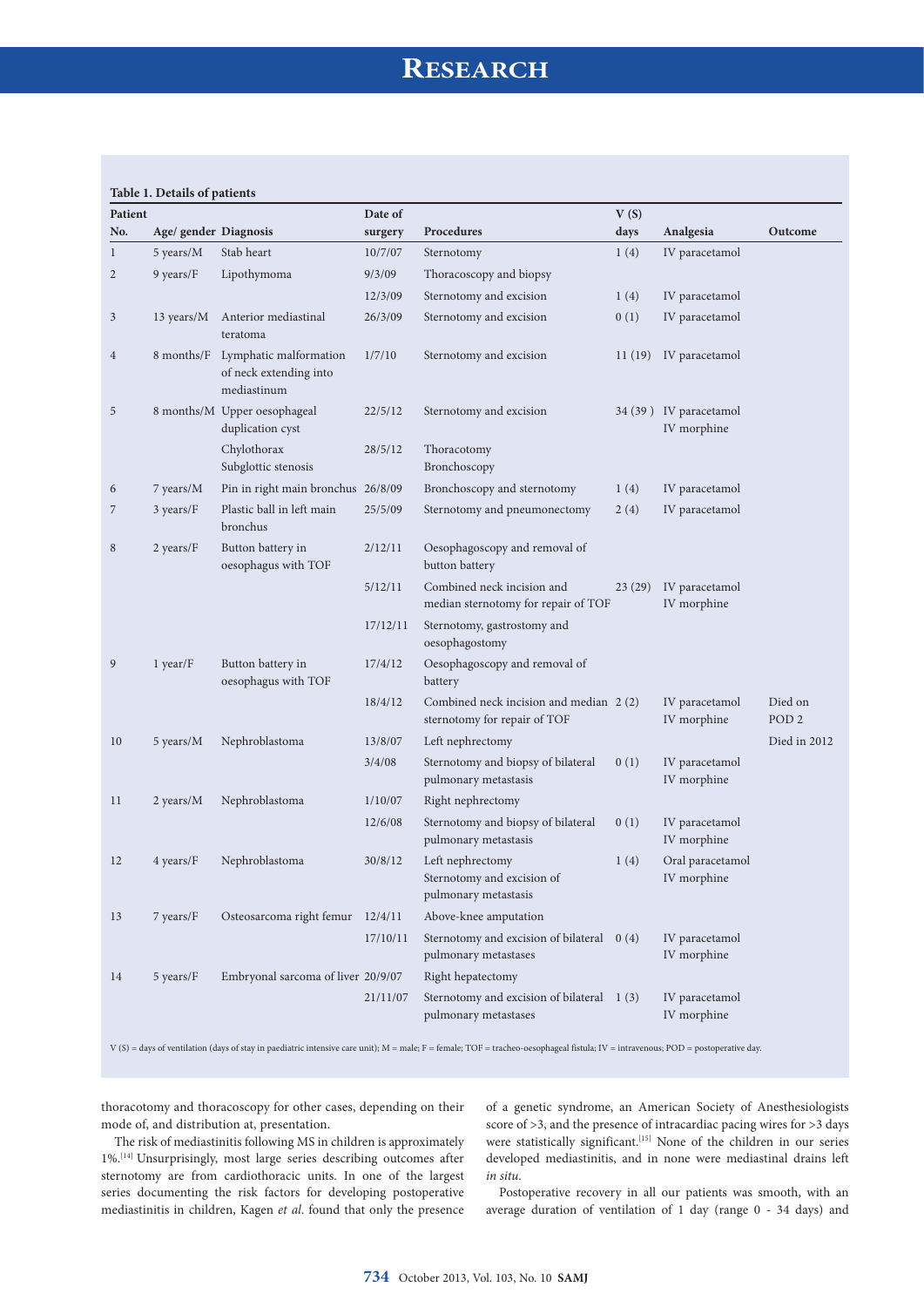**Table 1. Details of patients**

| Patient No. | Age/ gender | Diagnosis | Date of surgery | Procedures | V (S) days | Analgesia | Outcome |
|---|---|---|---|---|---|---|---|
| 1 | 5 years/M | Stab heart | 10/7/07 | Sternotomy | 1 (4) | IV paracetamol | |
| 2 | 9 years/F | Lipothymoma | 9/3/09 | Thoracoscopy and biopsy | | | |
| | | | 12/3/09 | Sternotomy and excision | 1 (4) | IV paracetamol | |
| 3 | 13 years/M | Anterior mediastinal teratoma | 26/3/09 | Sternotomy and excision | 0 (1) | IV paracetamol | |
| 4 | 8 months/F | Lymphatic malformation of neck extending into mediastinum | 1/7/10 | Sternotomy and excision | 11 (19) | IV paracetamol | |
| 5 | 8 months/M | Upper oesophageal duplication cyst | 22/5/12 | Sternotomy and excision | 34 (39 ) | IV paracetamol IV morphine | |
| | | Chylothorax Subglottic stenosis | 28/5/12 | Thoracotomy Bronchoscopy | | | |
| 6 | 7 years/M | Pin in right main bronchus | 26/8/09 | Bronchoscopy and sternotomy | 1 (4) | IV paracetamol | |
| 7 | 3 years/F | Plastic ball in left main bronchus | 25/5/09 | Sternotomy and pneumonectomy | 2 (4) | IV paracetamol | |
| 8 | 2 years/F | Button battery in oesophagus with TOF | 2/12/11 | Oesophagoscopy and removal of button battery | | | |
| | | | 5/12/11 | Combined neck incision and median sternotomy for repair of TOF | 23 (29) | IV paracetamol IV morphine | |
| | | | 17/12/11 | Sternotomy, gastrostomy and oesophagostomy | | | |
| 9 | 1 year/F | Button battery in oesophagus with TOF | 17/4/12 | Oesophagoscopy and removal of battery | | | |
| | | | 18/4/12 | Combined neck incision and median sternotomy for repair of TOF | 2 (2) | IV paracetamol IV morphine | Died on POD 2 |
| 10 | 5 years/M | Nephroblastoma | 13/8/07 | Left nephrectomy | | | Died in 2012 |
| | | | 3/4/08 | Sternotomy and biopsy of bilateral pulmonary metastasis | 0 (1) | IV paracetamol IV morphine | |
| 11 | 2 years/M | Nephroblastoma | 1/10/07 | Right nephrectomy | | | |
| | | | 12/6/08 | Sternotomy and biopsy of bilateral pulmonary metastasis | 0 (1) | IV paracetamol IV morphine | |
| 12 | 4 years/F | Nephroblastoma | 30/8/12 | Left nephrectomy Sternotomy and excision of pulmonary metastasis | 1 (4) | Oral paracetamol IV morphine | |
| 13 | 7 years/F | Osteosarcoma right femur | 12/4/11 | Above-knee amputation | | | |
| | | | 17/10/11 | Sternotomy and excision of bilateral pulmonary metastases | 0 (4) | IV paracetamol IV morphine | |
| 14 | 5 years/F | Embryonal sarcoma of liver | 20/9/07 | Right hepatectomy | | | |
| | | | 21/11/07 | Sternotomy and excision of bilateral pulmonary metastases | 1 (3) | IV paracetamol IV morphine | |

V (S) = days of ventilation (days of stay in paediatric intensive care unit); M = male; F = female; TOF = tracheo-oesophageal fistula; IV = intravenous; POD = postoperative day.

thoracotomy and thoracoscopy for other cases, depending on their mode of, and distribution at, presentation.

The risk of mediastinitis following MS in children is approximately 1%.[14] Unsurprisingly, most large series describing outcomes after sternotomy are from cardiothoracic units. In one of the largest series documenting the risk factors for developing postoperative mediastinitis in children, Kagen *et al*. found that only the presence of a genetic syndrome, an American Society of Anesthesiologists score of >3, and the presence of intracardiac pacing wires for >3 days were statistically significant.[15] None of the children in our series developed mediastinitis, and in none were mediastinal drains left *in situ*.

Postoperative recovery in all our patients was smooth, with an average duration of ventilation of 1 day (range 0 - 34 days) and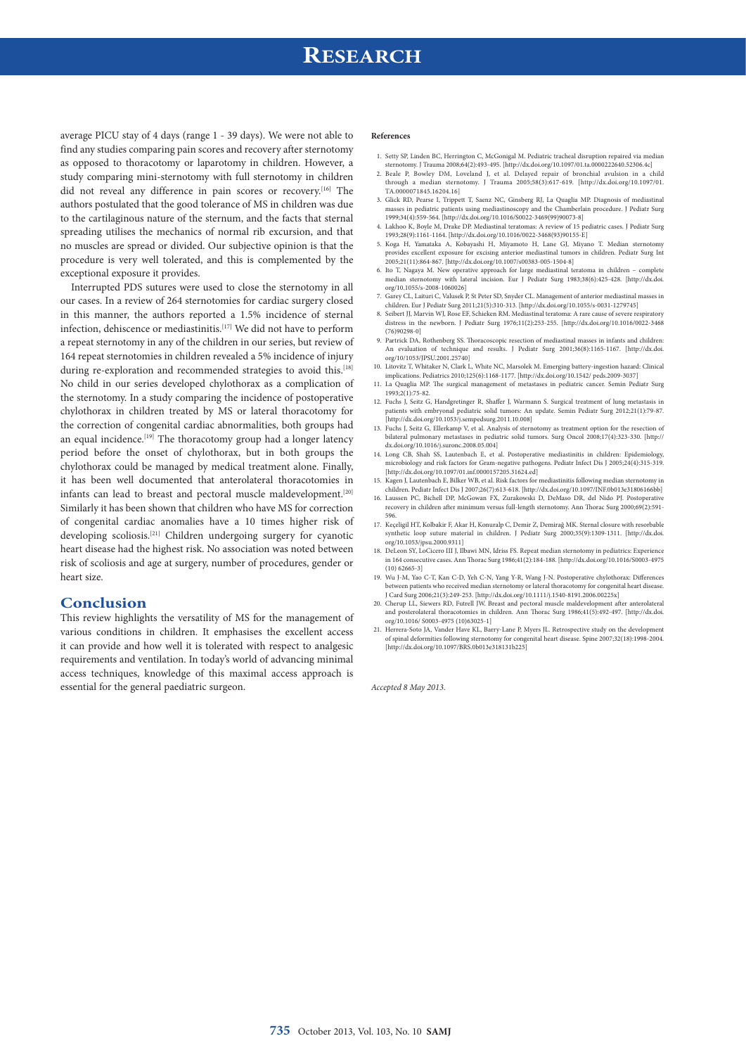average PICU stay of 4 days (range 1 - 39 days). We were not able to find any studies comparing pain scores and recovery after sternotomy as opposed to thoracotomy or laparotomy in children. However, a study comparing mini-sternotomy with full sternotomy in children did not reveal any difference in pain scores or recovery.[16] The authors postulated that the good tolerance of MS in children was due to the cartilaginous nature of the sternum, and the facts that sternal spreading utilises the mechanics of normal rib excursion, and that no muscles are spread or divided. Our subjective opinion is that the procedure is very well tolerated, and this is complemented by the exceptional exposure it provides.

Interrupted PDS sutures were used to close the sternotomy in all our cases. In a review of 264 sternotomies for cardiac surgery closed in this manner, the authors reported a 1.5% incidence of sternal infection, dehiscence or mediastinitis.[17] We did not have to perform a repeat sternotomy in any of the children in our series, but review of 164 repeat sternotomies in children revealed a 5% incidence of injury during re-exploration and recommended strategies to avoid this.[18] No child in our series developed chylothorax as a complication of the sternotomy. In a study comparing the incidence of postoperative chylothorax in children treated by MS or lateral thoracotomy for the correction of congenital cardiac abnormalities, both groups had an equal incidence.[19] The thoracotomy group had a longer latency period before the onset of chylothorax, but in both groups the chylothorax could be managed by medical treatment alone. Finally, it has been well documented that anterolateral thoracotomies in infants can lead to breast and pectoral muscle maldevelopment.[20] Similarly it has been shown that children who have MS for correction of congenital cardiac anomalies have a 10 times higher risk of developing scoliosis.[21] Children undergoing surgery for cyanotic heart disease had the highest risk. No association was noted between risk of scoliosis and age at surgery, number of procedures, gender or heart size.

## Conclusion

This review highlights the versatility of MS for the management of various conditions in children. It emphasises the excellent access it can provide and how well it is tolerated with respect to analgesic requirements and ventilation. In today's world of advancing minimal access techniques, knowledge of this maximal access approach is essential for the general paediatric surgeon.

**References**

1. Setty SP, Linden BC, Herrington C, McGonigal M. Pediatric tracheal disruption repaired via median sternotomy. J Trauma 2008;64(2):493-495. [http://dx.doi.org/10.1097/01.ta.0000222640.52306.4c]
2. Beale P, Bowley DM, Loveland J, et al. Delayed repair of bronchial avulsion in a child through a median sternotomy. J Trauma 2005;58(3):617-619. [http://dx.doi.org/10.1097/01.TA.0000071845.16204.16]
3. Glick RD, Pearse I, Trippett T, Saenz NC, Ginsberg RJ, La Quaglia MP. Diagnosis of mediastinal masses in pediatric patients using mediastinoscopy and the Chamberlain procedure. J Pediatr Surg 1999;34(4):559-564. [http://dx.doi.org/10.1016/S0022-3469(99)90073-8]
4. Lakhoo K, Boyle M, Drake DP. Mediastinal teratomas: A review of 15 pediatric cases. J Pediatr Surg 1993;28(9):1161-1164. [http://dx.doi.org/10.1016/0022-3468(93)90155-E]
5. Koga H, Yamataka A, Kobayashi H, Miyamoto H, Lane GJ, Miyano T. Median sternotomy provides excellent exposure for excising anterior mediastinal tumors in children. Pediatr Surg Int 2005;21(11):864-867. [http://dx.doi.org/10.1007/s00383-005-1504-8]
6. Ito T, Nagaya M. New operative approach for large mediastinal teratoma in children – complete median sternotomy with lateral incision. Eur J Pediatr Surg 1983;38(6):425-428. [http://dx.doi.org/10.1055/s-2008-1060026]
7. Garey CL, Laituri C, Valusek P, St Peter SD, Snyder CL. Management of anterior mediastinal masses in children. Eur J Pediatr Surg 2011;21(5):310-313. [http://dx.doi.org/10.1055/s-0031-1279745]
8. Seibert JJ, Marvin WJ, Rose EF, Schieken RM. Mediastinal teratoma: A rare cause of severe respiratory distress in the newborn. J Pediatr Surg 1976;11(2):253-255. [http://dx.doi.org/10.1016/0022-3468(76)90298-0]
9. Partrick DA, Rothenberg SS. Thoracoscopic resection of mediastinal masses in infants and children: An evaluation of technique and results. J Pediatr Surg 2001;36(8):1165-1167. [http://dx.doi.org/10/1053/JPSU.2001.25740]
10. Litovitz T, Whitaker N, Clark L, White NC, Marsolek M. Emerging battery-ingestion hazard: Clinical implications. Pediatrics 2010;125(6):1168-1177. [http://dx.doi.org/10.1542/ peds.2009-3037]
11. La Quaglia MP. The surgical management of metastases in pediatric cancer. Semin Pediatr Surg 1993;2(1):75-82.
12. Fuchs J, Seitz G, Handgretinger R, Shaffer J, Warmann S. Surgical treatment of lung metastasis in patients with embryonal pediatric solid tumors: An update. Semin Pediatr Surg 2012;21(1):79-87. [http://dx.doi.org/10.1053/j.sempedsurg.2011.10.008]
13. Fuchs J, Seitz G, Ellerkamp V, et al. Analysis of sternotomy as treatment option for the resection of bilateral pulmonary metastases in pediatric solid tumors. Surg Oncol 2008;17(4):323-330. [http://dx.doi.org/10.1016/j.suronc.2008.05.004]
14. Long CB, Shah SS, Lautenbach E, et al. Postoperative mediastinitis in children: Epidemiology, microbiology and risk factors for Gram-negative pathogens. Pediatr Infect Dis J 2005;24(4):315-319. [http://dx.doi.org/10.1097/01.inf.0000157205.31624.ed]
15. Kagen J, Lautenbach E, Bilker WB, et al. Risk factors for mediastinitis following median sternotomy in children. Pediatr Infect Dis J 2007;26(7):613-618. [http://dx.doi.org/10.1097/INF.0b013e31806166bb]
16. Laussen PC, Bichell DP, McGowan FX, Zurakowski D, DeMaso DR, del Nido PJ. Postoperative recovery in children after minimum versus full-length sternotomy. Ann Thorac Surg 2000;69(2):591-596.
17. Keçeligil HT, Kolbakir F, Akar H, Konuralp C, Demir Z, Demirağ MK. Sternal closure with resorbable synthetic loop suture material in children. J Pediatr Surg 2000;35(9):1309-1311. [http://dx.doi.org/10.1053/jpsu.2000.9311]
18. DeLeon SY, LoCicero III J, Ilbawi MN, Idriss FS. Repeat median sternotomy in pediatrics: Experience in 164 consecutive cases. Ann Thorac Surg 1986;41(2):184-188. [http://dx.doi.org/10.1016/S0003-4975(10) 62665-3]
19. Wu J-M, Yao C-T, Kan C-D, Yeh C-N, Yang Y-R, Wang J-N. Postoperative chylothorax: Differences between patients who received median sternotomy or lateral thoracotomy for congenital heart disease. J Card Surg 2006;21(3):249-253. [http://dx.doi.org/10.1111/j.1540-8191.2006.00225x]
20. Cherup LL, Siewers RD, Futrell JW. Breast and pectoral muscle maldevelopment after anterolateral and posterolateral thoracotomies in children. Ann Thorac Surg 1986;41(5):492-497. [http://dx.doi.org/10.1016/ S0003-4975 (10)63025-1]
21. Herrera-Soto JA, Vander Have KL, Barry-Lane P, Myers JL. Retrospective study on the development of spinal deformities following sternotomy for congenital heart disease. Spine 2007;32(18):1998-2004. [http://dx.doi.org/10.1097/BRS.0b013e318131b225]

*Accepted 8 May 2013.*